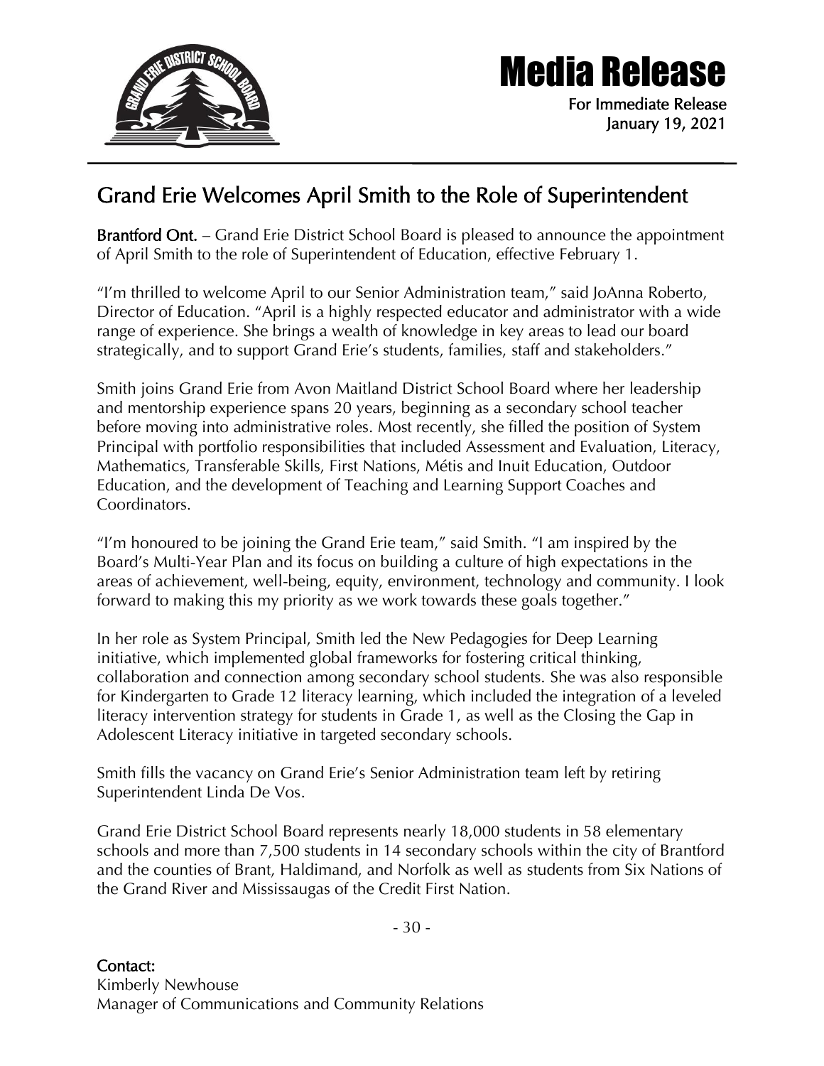# Media Release

For Immediate Release
January 19, 2021

## Grand Erie Welcomes April Smith to the Role of Superintendent

**Brantford Ont.** – Grand Erie District School Board is pleased to announce the appointment of April Smith to the role of Superintendent of Education, effective February 1.

"I'm thrilled to welcome April to our Senior Administration team," said JoAnna Roberto, Director of Education. "April is a highly respected educator and administrator with a wide range of experience. She brings a wealth of knowledge in key areas to lead our board strategically, and to support Grand Erie's students, families, staff and stakeholders."

Smith joins Grand Erie from Avon Maitland District School Board where her leadership and mentorship experience spans 20 years, beginning as a secondary school teacher before moving into administrative roles. Most recently, she filled the position of System Principal with portfolio responsibilities that included Assessment and Evaluation, Literacy, Mathematics, Transferable Skills, First Nations, Métis and Inuit Education, Outdoor Education, and the development of Teaching and Learning Support Coaches and Coordinators.

"I'm honoured to be joining the Grand Erie team," said Smith. "I am inspired by the Board's Multi-Year Plan and its focus on building a culture of high expectations in the areas of achievement, well-being, equity, environment, technology and community. I look forward to making this my priority as we work towards these goals together."

In her role as System Principal, Smith led the New Pedagogies for Deep Learning initiative, which implemented global frameworks for fostering critical thinking, collaboration and connection among secondary school students. She was also responsible for Kindergarten to Grade 12 literacy learning, which included the integration of a leveled literacy intervention strategy for students in Grade 1, as well as the Closing the Gap in Adolescent Literacy initiative in targeted secondary schools.

Smith fills the vacancy on Grand Erie's Senior Administration team left by retiring Superintendent Linda De Vos.

Grand Erie District School Board represents nearly 18,000 students in 58 elementary schools and more than 7,500 students in 14 secondary schools within the city of Brantford and the counties of Brant, Haldimand, and Norfolk as well as students from Six Nations of the Grand River and Mississaugas of the Credit First Nation.

- 30 -

**Contact:**
Kimberly Newhouse
Manager of Communications and Community Relations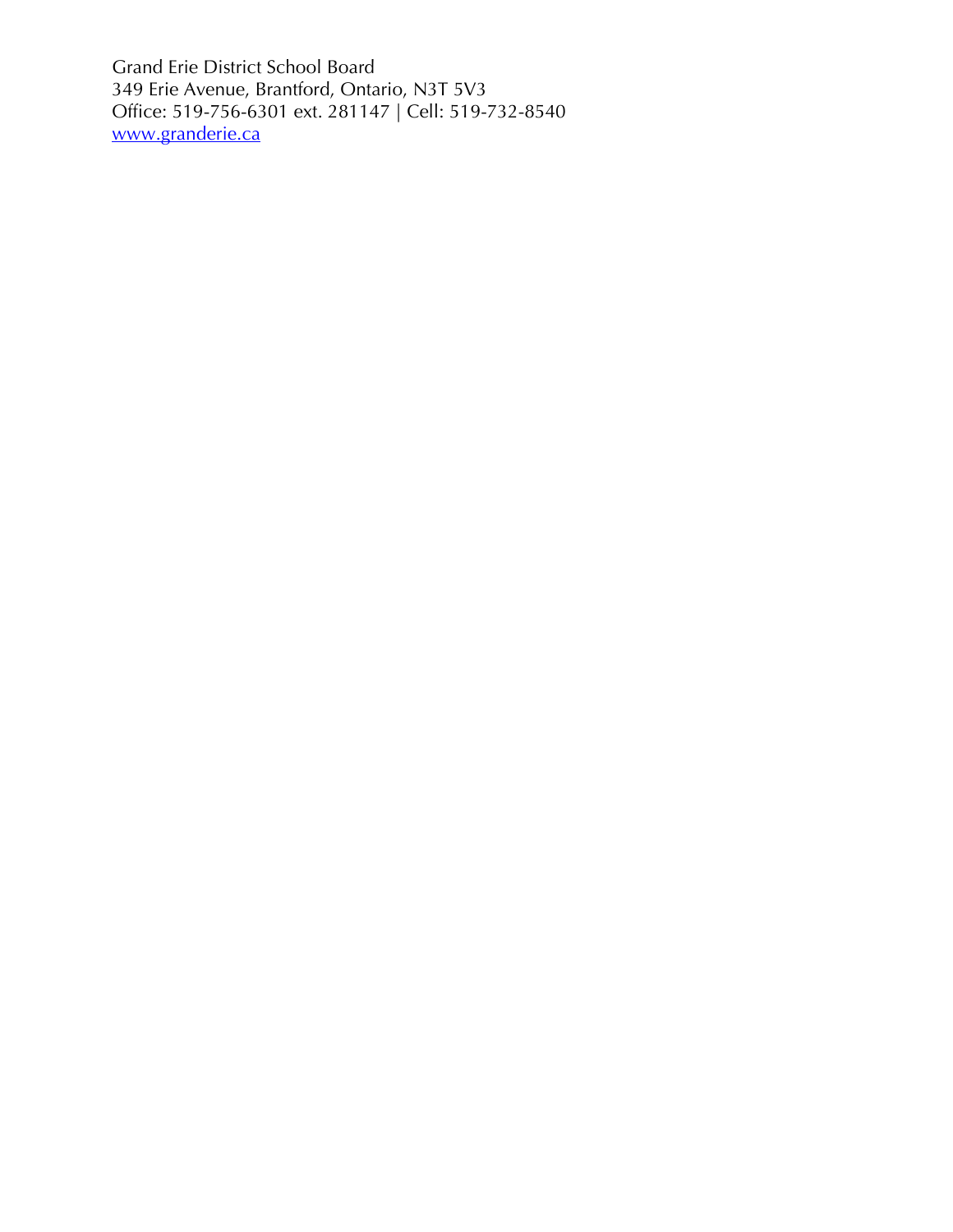Grand Erie District School Board
349 Erie Avenue, Brantford, Ontario, N3T 5V3
Office: 519-756-6301 ext. 281147 | Cell: 519-732-8540
[www.granderie.ca](http://www.granderie.ca)